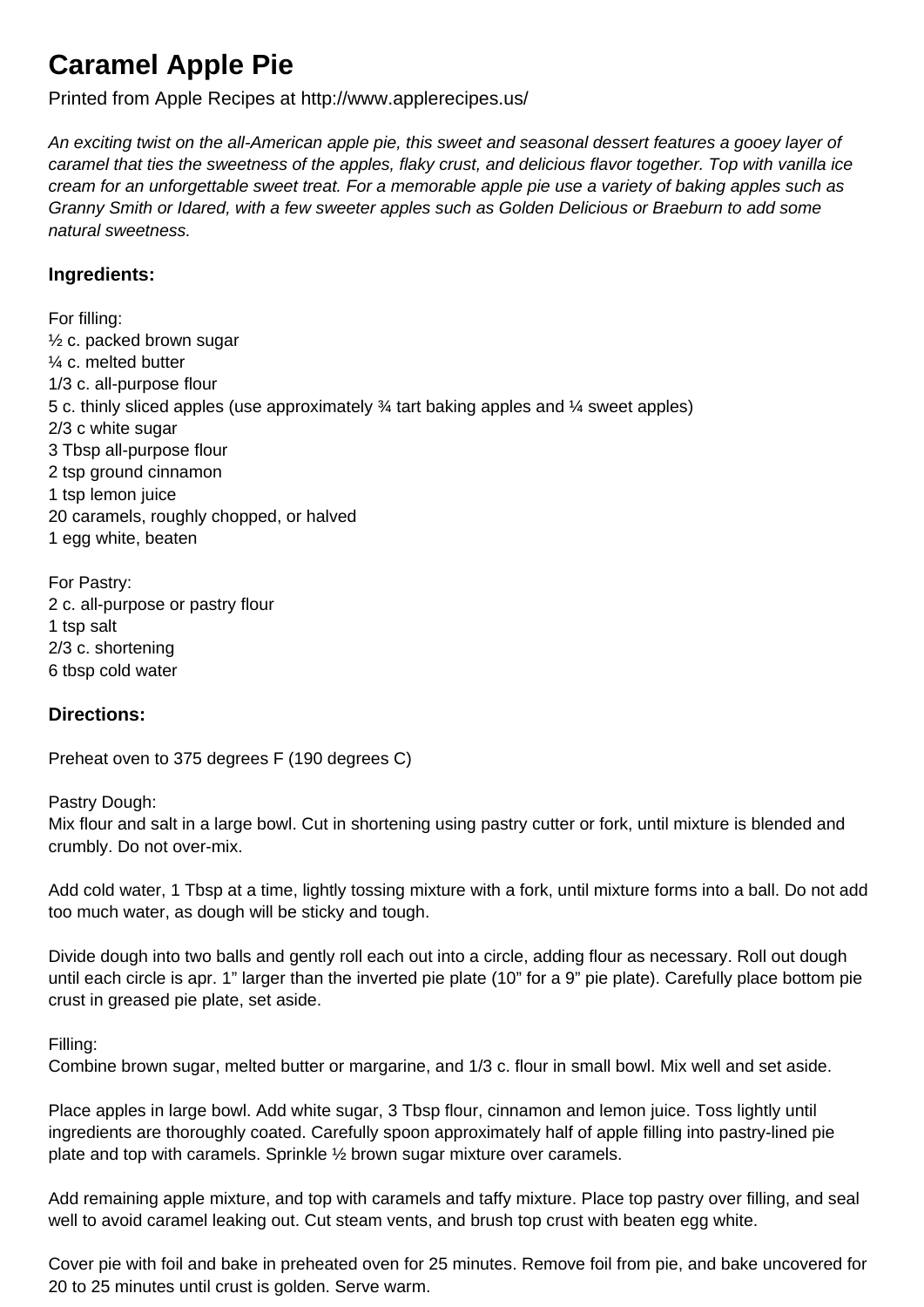# Caramel Apple Pie

Printed from Apple Recipes at http://www.applerecipes.us/

*An exciting twist on the all-American apple pie, this sweet and seasonal dessert features a gooey layer of caramel that ties the sweetness of the apples, flaky crust, and delicious flavor together. Top with vanilla ice cream for an unforgettable sweet treat. For a memorable apple pie use a variety of baking apples such as Granny Smith or Idared, with a few sweeter apples such as Golden Delicious or Braeburn to add some natural sweetness.*

### Ingredients:

For filling:
½ c. packed brown sugar
¼ c. melted butter
1/3 c. all-purpose flour
5 c. thinly sliced apples (use approximately ¾ tart baking apples and ¼ sweet apples)
2/3 c white sugar
3 Tbsp all-purpose flour
2 tsp ground cinnamon
1 tsp lemon juice
20 caramels, roughly chopped, or halved
1 egg white, beaten

For Pastry:
2 c. all-purpose or pastry flour
1 tsp salt
2/3 c. shortening
6 tbsp cold water

### Directions:

Preheat oven to 375 degrees F (190 degrees C)

Pastry Dough:
Mix flour and salt in a large bowl. Cut in shortening using pastry cutter or fork, until mixture is blended and crumbly. Do not over-mix.

Add cold water, 1 Tbsp at a time, lightly tossing mixture with a fork, until mixture forms into a ball. Do not add too much water, as dough will be sticky and tough.

Divide dough into two balls and gently roll each out into a circle, adding flour as necessary. Roll out dough until each circle is apr. 1" larger than the inverted pie plate (10" for a 9" pie plate). Carefully place bottom pie crust in greased pie plate, set aside.

Filling:
Combine brown sugar, melted butter or margarine, and 1/3 c. flour in small bowl. Mix well and set aside.

Place apples in large bowl. Add white sugar, 3 Tbsp flour, cinnamon and lemon juice. Toss lightly until ingredients are thoroughly coated. Carefully spoon approximately half of apple filling into pastry-lined pie plate and top with caramels. Sprinkle ½ brown sugar mixture over caramels.

Add remaining apple mixture, and top with caramels and taffy mixture. Place top pastry over filling, and seal well to avoid caramel leaking out. Cut steam vents, and brush top crust with beaten egg white.

Cover pie with foil and bake in preheated oven for 25 minutes. Remove foil from pie, and bake uncovered for 20 to 25 minutes until crust is golden. Serve warm.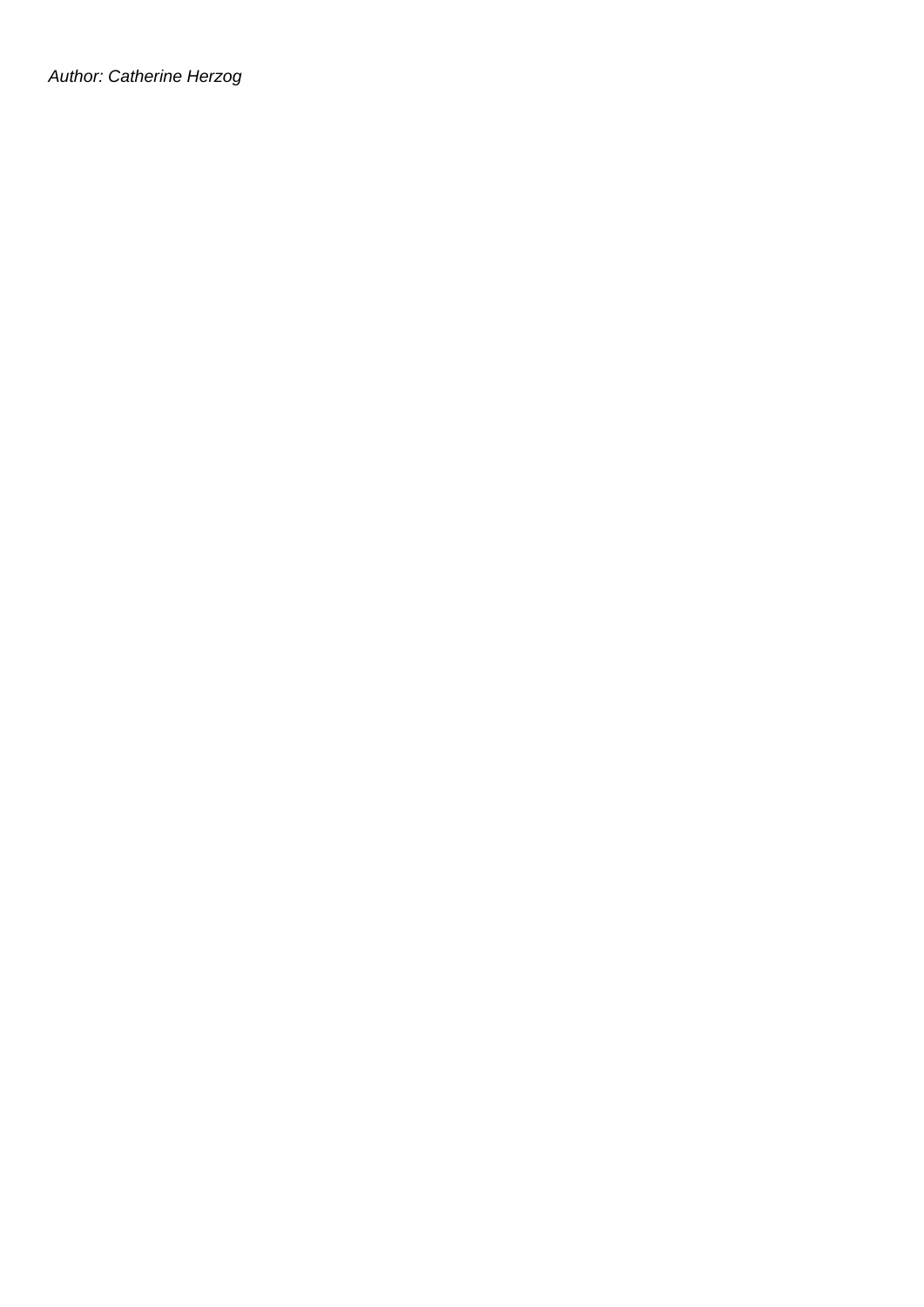*Author: Catherine Herzog*